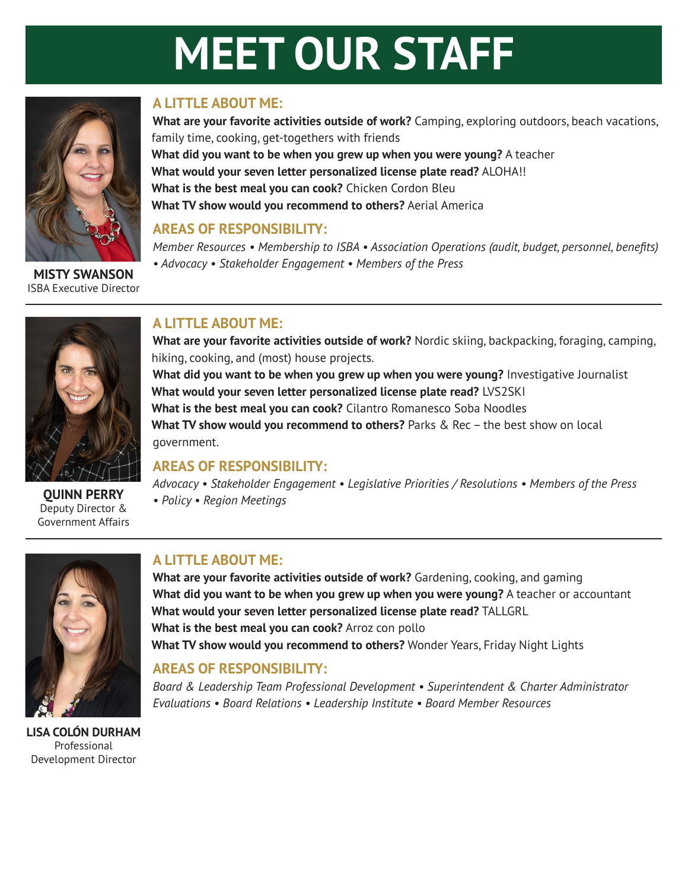# MEET OUR STAFF

**MISTY SWANSON**
ISBA Executive Director

### A LITTLE ABOUT ME:

**What are your favorite activities outside of work?** Camping, exploring outdoors, beach vacations, family time, cooking, get-togethers with friends
**What did you want to be when you grew up when you were young?** A teacher
**What would your seven letter personalized license plate read?** ALOHA!!
**What is the best meal you can cook?** Chicken Cordon Bleu
**What TV show would you recommend to others?** Aerial America

### AREAS OF RESPONSIBILITY:

*Member Resources • Membership to ISBA • Association Operations (audit, budget, personnel, benefits) • Advocacy • Stakeholder Engagement • Members of the Press*

---

**QUINN PERRY**
Deputy Director & Government Affairs

### A LITTLE ABOUT ME:

**What are your favorite activities outside of work?** Nordic skiing, backpacking, foraging, camping, hiking, cooking, and (most) house projects.
**What did you want to be when you grew up when you were young?** Investigative Journalist
**What would your seven letter personalized license plate read?** LVS2SKI
**What is the best meal you can cook?** Cilantro Romanesco Soba Noodles
**What TV show would you recommend to others?** Parks & Rec – the best show on local government.

### AREAS OF RESPONSIBILITY:

*Advocacy • Stakeholder Engagement • Legislative Priorities / Resolutions • Members of the Press • Policy • Region Meetings*

---

**LISA COLÓN DURHAM**
Professional Development Director

### A LITTLE ABOUT ME:

**What are your favorite activities outside of work?** Gardening, cooking, and gaming
**What did you want to be when you grew up when you were young?** A teacher or accountant
**What would your seven letter personalized license plate read?** TALLGRL
**What is the best meal you can cook?** Arroz con pollo
**What TV show would you recommend to others?** Wonder Years, Friday Night Lights

### AREAS OF RESPONSIBILITY:

*Board & Leadership Team Professional Development • Superintendent & Charter Administrator Evaluations • Board Relations • Leadership Institute • Board Member Resources*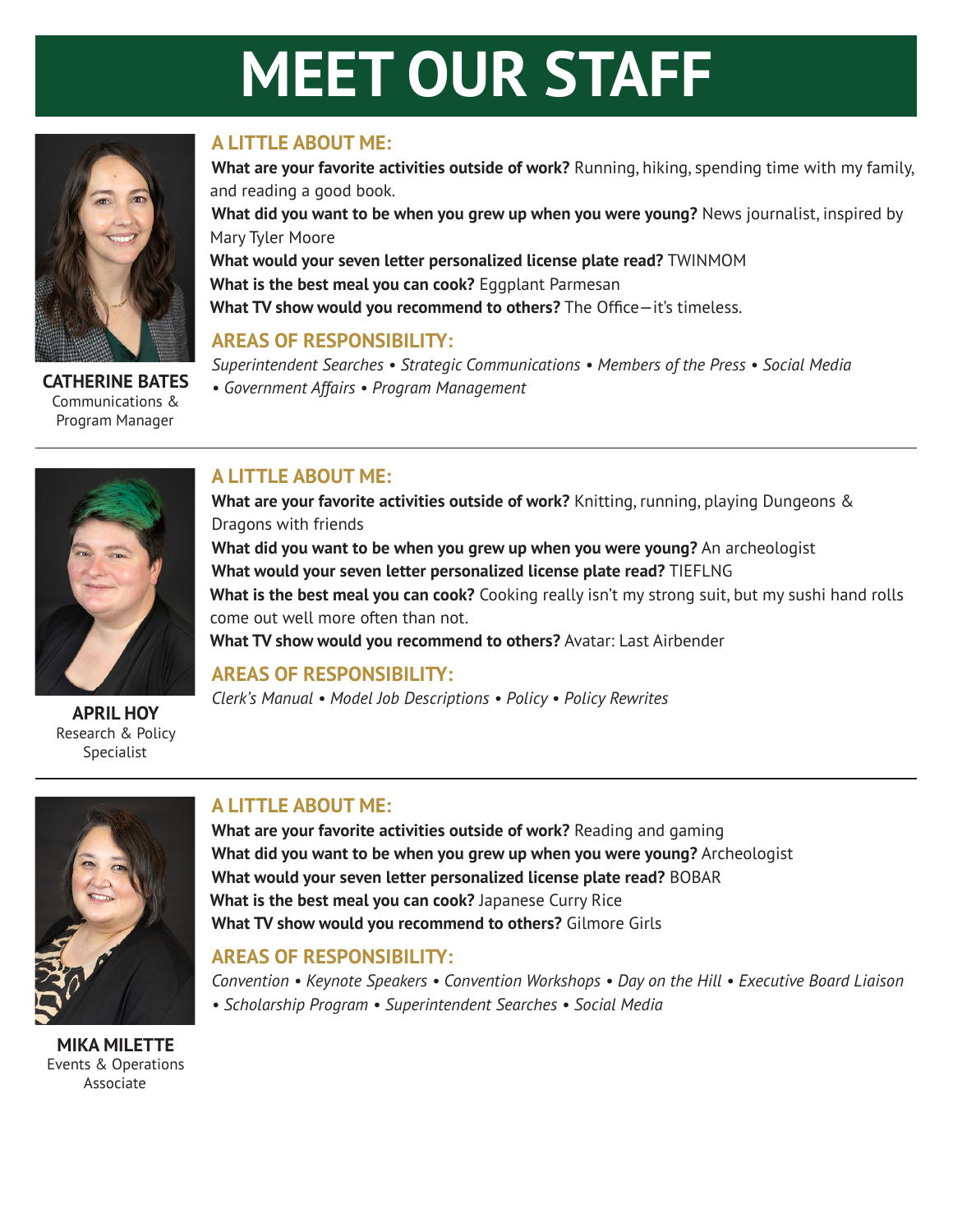# MEET OUR STAFF

**CATHERINE BATES**
Communications & Program Manager

### A LITTLE ABOUT ME:

**What are your favorite activities outside of work?** Running, hiking, spending time with my family, and reading a good book.

**What did you want to be when you grew up when you were young?** News journalist, inspired by Mary Tyler Moore

**What would your seven letter personalized license plate read?** TWINMOM

**What is the best meal you can cook?** Eggplant Parmesan

**What TV show would you recommend to others?** The Office—it's timeless.

### AREAS OF RESPONSIBILITY:

*Superintendent Searches • Strategic Communications • Members of the Press • Social Media • Government Affairs • Program Management*

---

**APRIL HOY**
Research & Policy Specialist

### A LITTLE ABOUT ME:

**What are your favorite activities outside of work?** Knitting, running, playing Dungeons & Dragons with friends

**What did you want to be when you grew up when you were young?** An archeologist

**What would your seven letter personalized license plate read?** TIEFLNG

**What is the best meal you can cook?** Cooking really isn't my strong suit, but my sushi hand rolls come out well more often than not.

**What TV show would you recommend to others?** Avatar: Last Airbender

### AREAS OF RESPONSIBILITY:

*Clerk's Manual • Model Job Descriptions • Policy • Policy Rewrites*

---

**MIKA MILETTE**
Events & Operations Associate

### A LITTLE ABOUT ME:

**What are your favorite activities outside of work?** Reading and gaming

**What did you want to be when you grew up when you were young?** Archeologist

**What would your seven letter personalized license plate read?** BOBAR

**What is the best meal you can cook?** Japanese Curry Rice

**What TV show would you recommend to others?** Gilmore Girls

### AREAS OF RESPONSIBILITY:

*Convention • Keynote Speakers • Convention Workshops • Day on the Hill • Executive Board Liaison • Scholarship Program • Superintendent Searches • Social Media*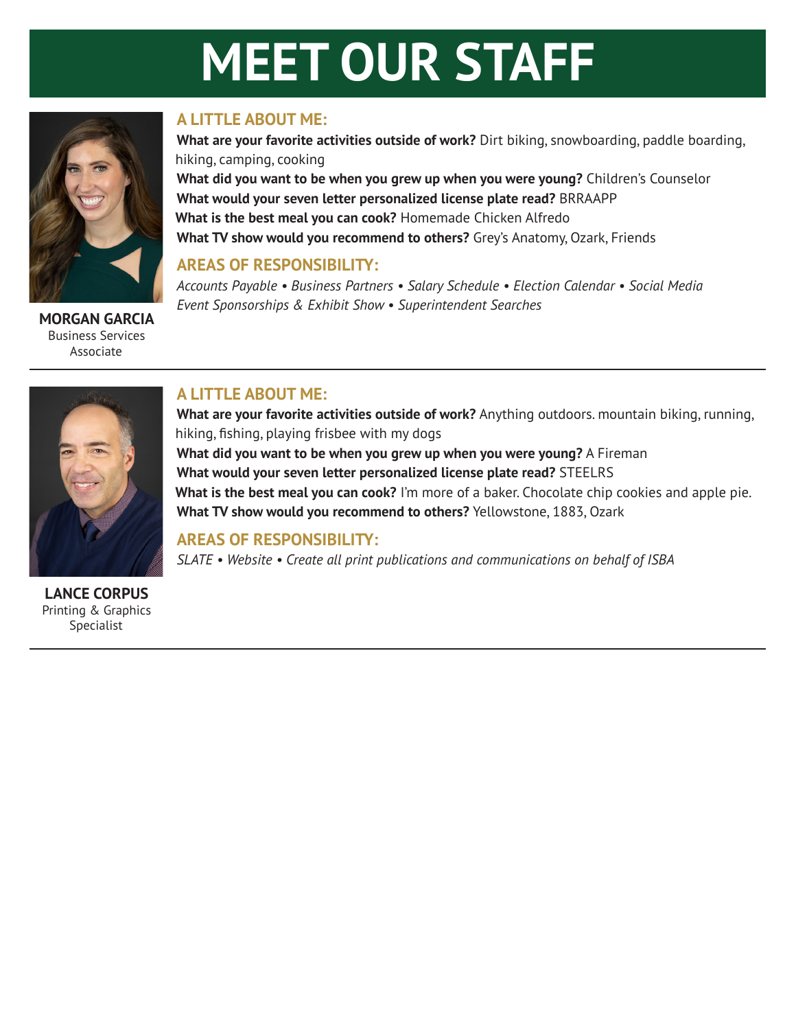# MEET OUR STAFF

**MORGAN GARCIA**
Business Services Associate

### A LITTLE ABOUT ME:

**What are your favorite activities outside of work?** Dirt biking, snowboarding, paddle boarding, hiking, camping, cooking
**What did you want to be when you grew up when you were young?** Children's Counselor
**What would your seven letter personalized license plate read?** BRRAAPP
**What is the best meal you can cook?** Homemade Chicken Alfredo
**What TV show would you recommend to others?** Grey's Anatomy, Ozark, Friends

### AREAS OF RESPONSIBILITY:

*Accounts Payable • Business Partners • Salary Schedule • Election Calendar • Social Media Event Sponsorships & Exhibit Show • Superintendent Searches*

---

**LANCE CORPUS**
Printing & Graphics Specialist

### A LITTLE ABOUT ME:

**What are your favorite activities outside of work?** Anything outdoors. mountain biking, running, hiking, fishing, playing frisbee with my dogs
**What did you want to be when you grew up when you were young?** A Fireman
**What would your seven letter personalized license plate read?** STEELRS
**What is the best meal you can cook?** I'm more of a baker. Chocolate chip cookies and apple pie.
**What TV show would you recommend to others?** Yellowstone, 1883, Ozark

### AREAS OF RESPONSIBILITY:

*SLATE • Website • Create all print publications and communications on behalf of ISBA*